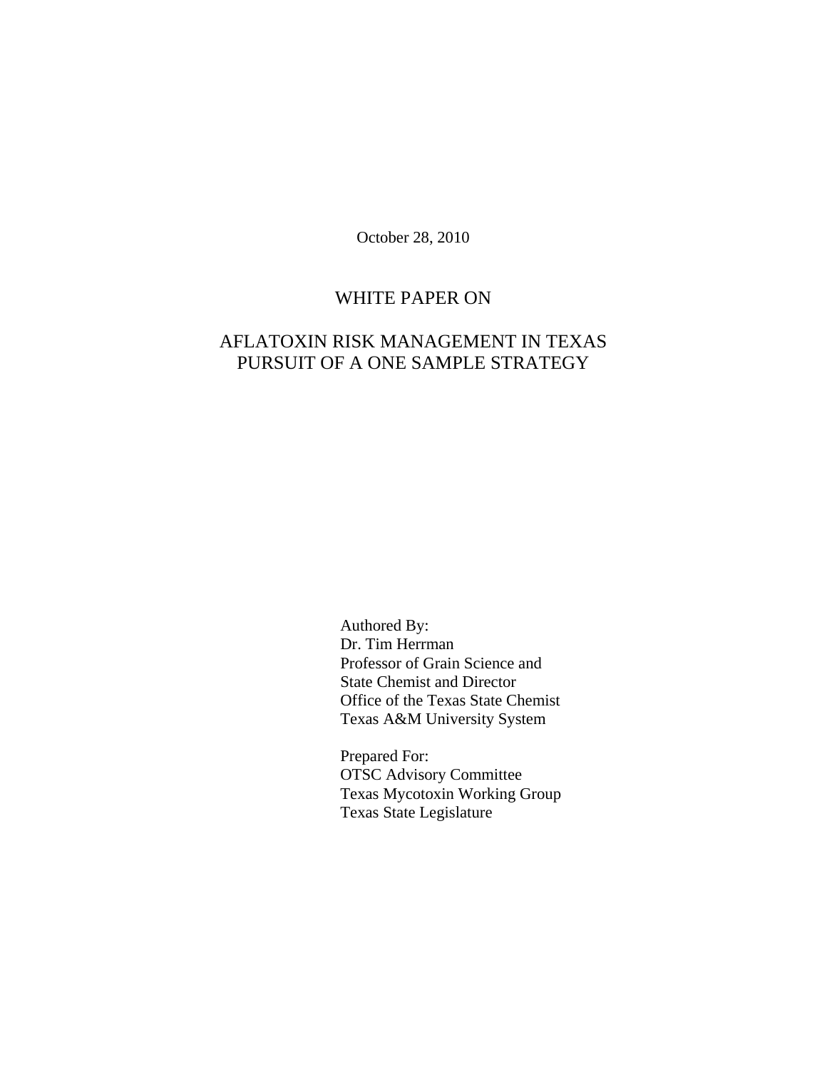October 28, 2010

# WHITE PAPER ON

# AFLATOXIN RISK MANAGEMENT IN TEXAS PURSUIT OF A ONE SAMPLE STRATEGY

Authored By:
Dr. Tim Herrman
Professor of Grain Science and
State Chemist and Director
Office of the Texas State Chemist
Texas A&M University System

Prepared For:
OTSC Advisory Committee
Texas Mycotoxin Working Group
Texas State Legislature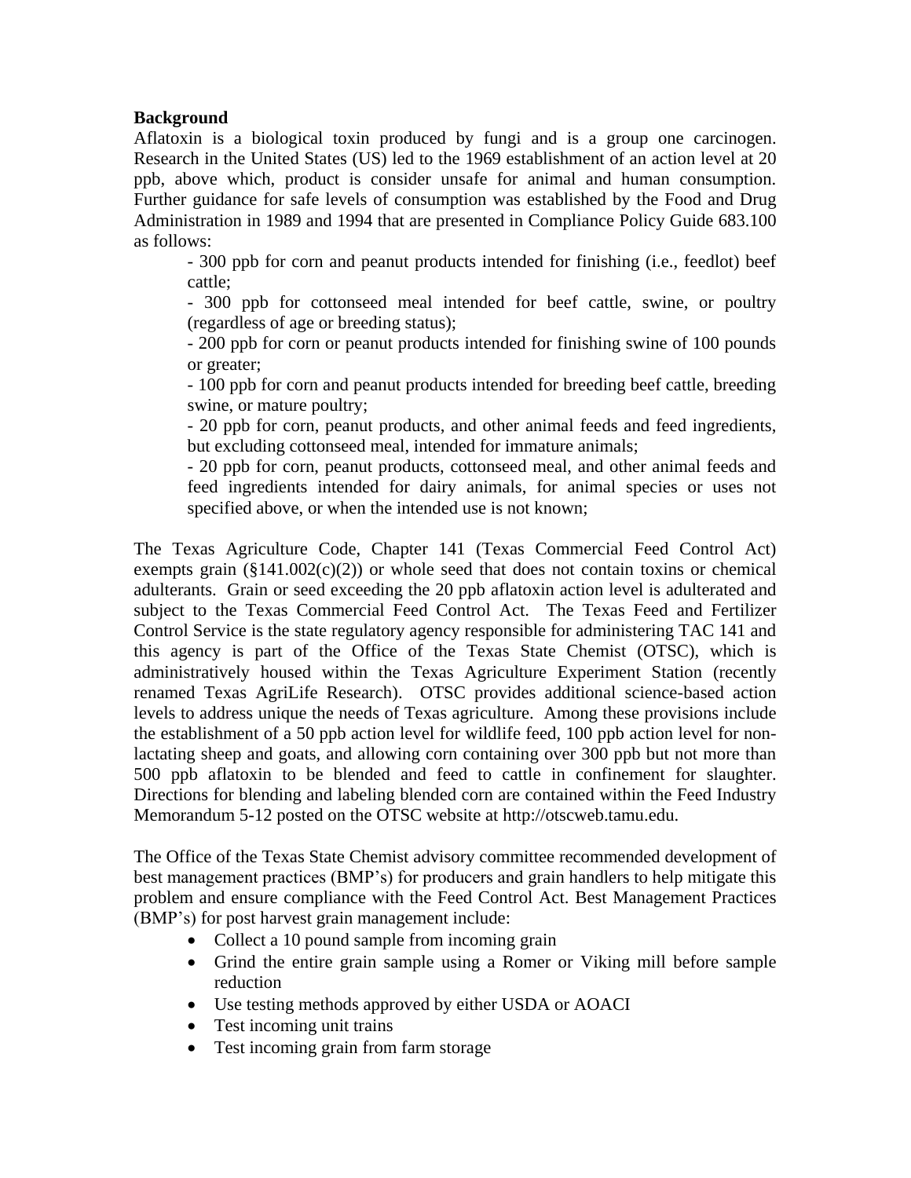**Background**

Aflatoxin is a biological toxin produced by fungi and is a group one carcinogen. Research in the United States (US) led to the 1969 establishment of an action level at 20 ppb, above which, product is consider unsafe for animal and human consumption. Further guidance for safe levels of consumption was established by the Food and Drug Administration in 1989 and 1994 that are presented in Compliance Policy Guide 683.100 as follows:

- 300 ppb for corn and peanut products intended for finishing (i.e., feedlot) beef cattle;
- 300 ppb for cottonseed meal intended for beef cattle, swine, or poultry (regardless of age or breeding status);
- 200 ppb for corn or peanut products intended for finishing swine of 100 pounds or greater;
- 100 ppb for corn and peanut products intended for breeding beef cattle, breeding swine, or mature poultry;
- 20 ppb for corn, peanut products, and other animal feeds and feed ingredients, but excluding cottonseed meal, intended for immature animals;
- 20 ppb for corn, peanut products, cottonseed meal, and other animal feeds and feed ingredients intended for dairy animals, for animal species or uses not specified above, or when the intended use is not known;

The Texas Agriculture Code, Chapter 141 (Texas Commercial Feed Control Act) exempts grain (§141.002(c)(2)) or whole seed that does not contain toxins or chemical adulterants. Grain or seed exceeding the 20 ppb aflatoxin action level is adulterated and subject to the Texas Commercial Feed Control Act. The Texas Feed and Fertilizer Control Service is the state regulatory agency responsible for administering TAC 141 and this agency is part of the Office of the Texas State Chemist (OTSC), which is administratively housed within the Texas Agriculture Experiment Station (recently renamed Texas AgriLife Research). OTSC provides additional science-based action levels to address unique the needs of Texas agriculture. Among these provisions include the establishment of a 50 ppb action level for wildlife feed, 100 ppb action level for non-lactating sheep and goats, and allowing corn containing over 300 ppb but not more than 500 ppb aflatoxin to be blended and feed to cattle in confinement for slaughter. Directions for blending and labeling blended corn are contained within the Feed Industry Memorandum 5-12 posted on the OTSC website at http://otscweb.tamu.edu.

The Office of the Texas State Chemist advisory committee recommended development of best management practices (BMP's) for producers and grain handlers to help mitigate this problem and ensure compliance with the Feed Control Act. Best Management Practices (BMP's) for post harvest grain management include:

- Collect a 10 pound sample from incoming grain
- Grind the entire grain sample using a Romer or Viking mill before sample reduction
- Use testing methods approved by either USDA or AOACI
- Test incoming unit trains
- Test incoming grain from farm storage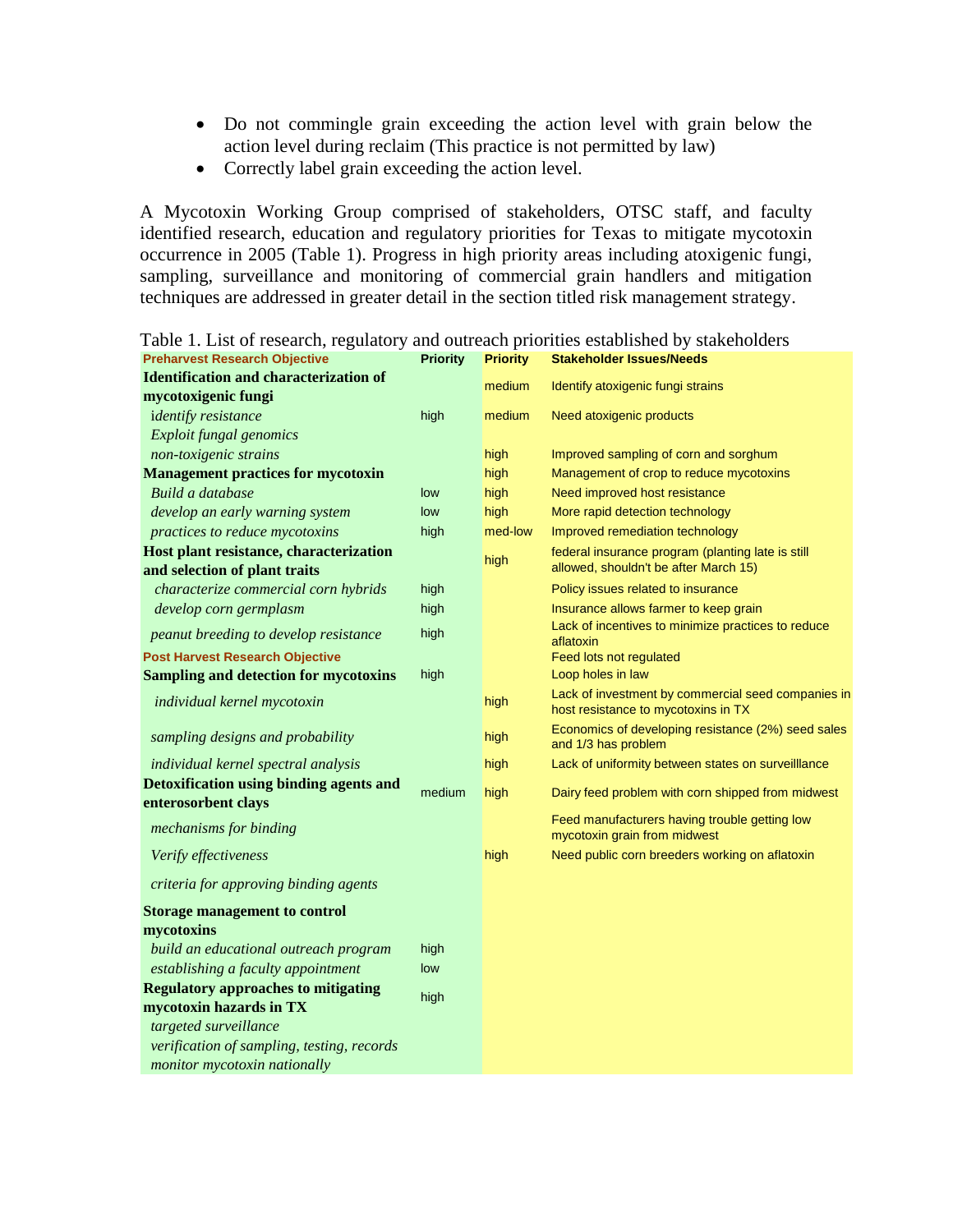- Do not commingle grain exceeding the action level with grain below the action level during reclaim (This practice is not permitted by law)
- Correctly label grain exceeding the action level.

A Mycotoxin Working Group comprised of stakeholders, OTSC staff, and faculty identified research, education and regulatory priorities for Texas to mitigate mycotoxin occurrence in 2005 (Table 1). Progress in high priority areas including atoxigenic fungi, sampling, surveillance and monitoring of commercial grain handlers and mitigation techniques are addressed in greater detail in the section titled risk management strategy.

Table 1. List of research, regulatory and outreach priorities established by stakeholders

| Preharvest Research Objective | Priority | Priority | Stakeholder Issues/Needs |
|---|---|---|---|
| **Identification and characterization of mycotoxigenic fungi** | | medium | Identify atoxigenic fungi strains |
| *identify resistance* | high | medium | Need atoxigenic products |
| *Exploit fungal genomics* | | | |
| *non-toxigenic strains* | | high | Improved sampling of corn and sorghum |
| **Management practices for mycotoxin** | | high | Management of crop to reduce mycotoxins |
| *Build a database* | low | high | Need improved host resistance |
| *develop an early warning system* | low | high | More rapid detection technology |
| *practices to reduce mycotoxins* | high | med-low | Improved remediation technology |
| **Host plant resistance, characterization and selection of plant traits** | | high | federal insurance program (planting late is still allowed, shouldn't be after March 15) |
| *characterize commercial corn hybrids* | high | | Policy issues related to insurance |
| *develop corn germplasm* | high | | Insurance allows farmer to keep grain |
| *peanut breeding to develop resistance* | high | | Lack of incentives to minimize practices to reduce aflatoxin |
| **Post Harvest Research Objective** | | | Feed lots not regulated |
| **Sampling and detection for mycotoxins** | high | | Loop holes in law |
| *individual kernel mycotoxin* | | high | Lack of investment by commercial seed companies in host resistance to mycotoxins in TX |
| *sampling designs and probability* | | high | Economics of developing resistance (2%) seed sales and 1/3 has problem |
| *individual kernel spectral analysis* | | high | Lack of uniformity between states on surveilllance |
| **Detoxification using binding agents and enterosorbent clays** | medium | high | Dairy feed problem with corn shipped from midwest |
| *mechanisms for binding* | | | Feed manufacturers having trouble getting low mycotoxin grain from midwest |
| *Verify effectiveness* | | high | Need public corn breeders working on aflatoxin |
| *criteria for approving binding agents* | | | |
| **Storage management to control mycotoxins** | | | |
| *build an educational outreach program* | high | | |
| *establishing a faculty appointment* | low | | |
| **Regulatory approaches to mitigating mycotoxin hazards in TX** | high | | |
| *targeted surveillance* | | | |
| *verification of sampling, testing, records* | | | |
| *monitor mycotoxin nationally* | | | |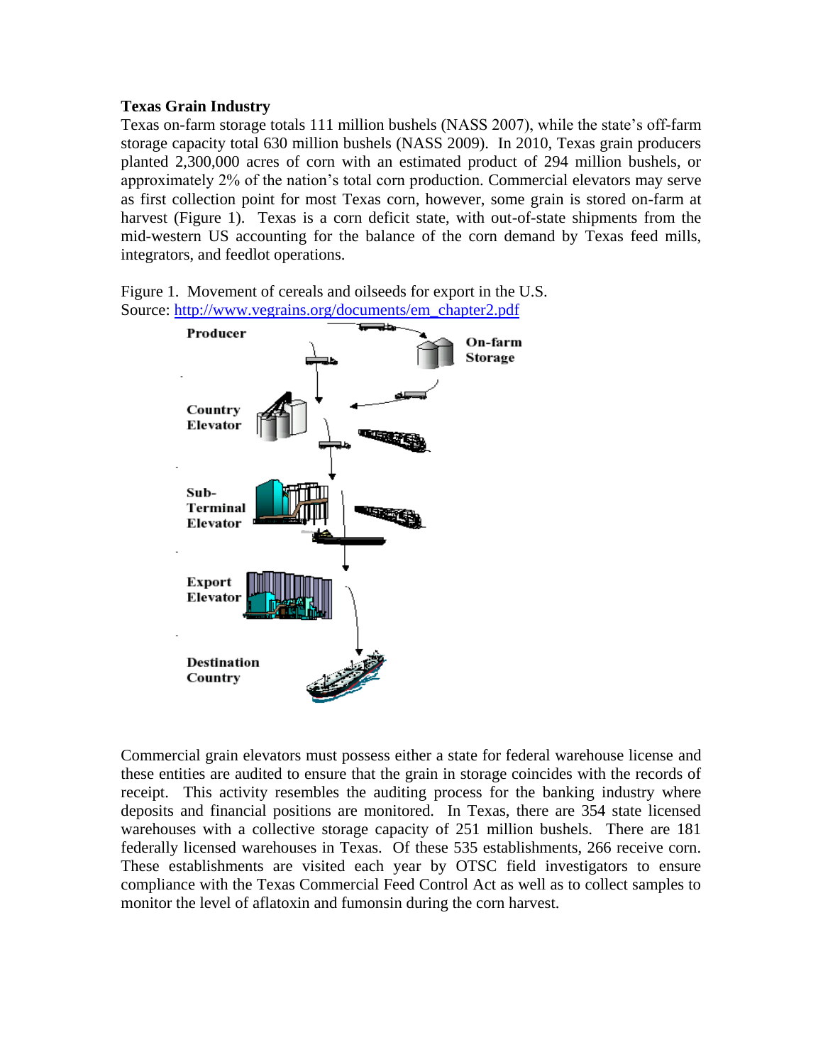**Texas Grain Industry**

Texas on-farm storage totals 111 million bushels (NASS 2007), while the state's off-farm storage capacity total 630 million bushels (NASS 2009). In 2010, Texas grain producers planted 2,300,000 acres of corn with an estimated product of 294 million bushels, or approximately 2% of the nation's total corn production. Commercial elevators may serve as first collection point for most Texas corn, however, some grain is stored on-farm at harvest (Figure 1). Texas is a corn deficit state, with out-of-state shipments from the mid-western US accounting for the balance of the corn demand by Texas feed mills, integrators, and feedlot operations.

Figure 1. Movement of cereals and oilseeds for export in the U.S.
Source: http://www.vegrains.org/documents/em_chapter2.pdf

Producer

On-farm Storage

Country Elevator

Sub-Terminal Elevator

Export Elevator

Destination Country

Commercial grain elevators must possess either a state for federal warehouse license and these entities are audited to ensure that the grain in storage coincides with the records of receipt. This activity resembles the auditing process for the banking industry where deposits and financial positions are monitored. In Texas, there are 354 state licensed warehouses with a collective storage capacity of 251 million bushels. There are 181 federally licensed warehouses in Texas. Of these 535 establishments, 266 receive corn. These establishments are visited each year by OTSC field investigators to ensure compliance with the Texas Commercial Feed Control Act as well as to collect samples to monitor the level of aflatoxin and fumonsin during the corn harvest.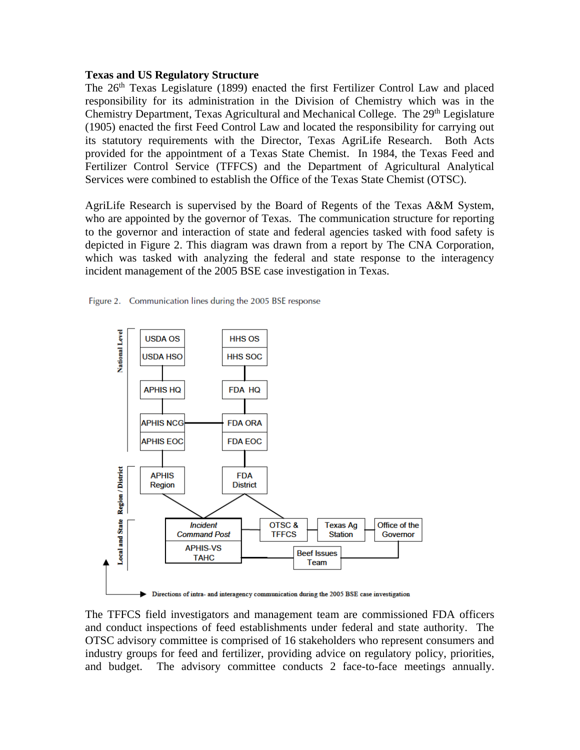**Texas and US Regulatory Structure**

The 26th Texas Legislature (1899) enacted the first Fertilizer Control Law and placed responsibility for its administration in the Division of Chemistry which was in the Chemistry Department, Texas Agricultural and Mechanical College. The 29th Legislature (1905) enacted the first Feed Control Law and located the responsibility for carrying out its statutory requirements with the Director, Texas AgriLife Research. Both Acts provided for the appointment of a Texas State Chemist. In 1984, the Texas Feed and Fertilizer Control Service (TFFCS) and the Department of Agricultural Analytical Services were combined to establish the Office of the Texas State Chemist (OTSC).

AgriLife Research is supervised by the Board of Regents of the Texas A&M System, who are appointed by the governor of Texas. The communication structure for reporting to the governor and interaction of state and federal agencies tasked with food safety is depicted in Figure 2. This diagram was drawn from a report by The CNA Corporation, which was tasked with analyzing the federal and state response to the interagency incident management of the 2005 BSE case investigation in Texas.

Figure 2. Communication lines during the 2005 BSE response

National Level: USDA OS / USDA HSO → APHIS HQ → APHIS NCG / APHIS EOC; HHS OS / HHS SOC → FDA HQ → FDA ORA / FDA EOC

Region / District: APHIS Region; FDA District

Local and State: *Incident Command Post* / APHIS-VS TAHC; OTSC & TFFCS; Texas Ag Station; Office of the Governor; Beef Issues Team

Directions of intra- and interagency communication during the 2005 BSE case investigation

The TFFCS field investigators and management team are commissioned FDA officers and conduct inspections of feed establishments under federal and state authority. The OTSC advisory committee is comprised of 16 stakeholders who represent consumers and industry groups for feed and fertilizer, providing advice on regulatory policy, priorities, and budget. The advisory committee conducts 2 face-to-face meetings annually.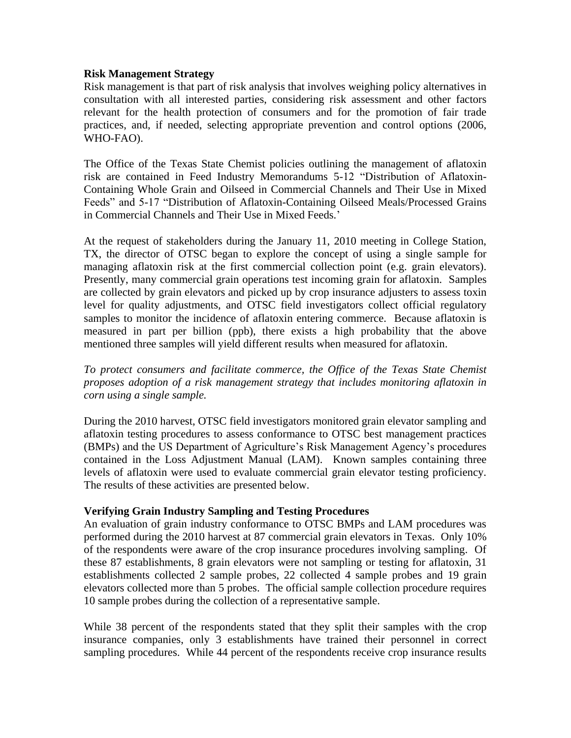## Risk Management Strategy

Risk management is that part of risk analysis that involves weighing policy alternatives in consultation with all interested parties, considering risk assessment and other factors relevant for the health protection of consumers and for the promotion of fair trade practices, and, if needed, selecting appropriate prevention and control options (2006, WHO-FAO).

The Office of the Texas State Chemist policies outlining the management of aflatoxin risk are contained in Feed Industry Memorandums 5-12 "Distribution of Aflatoxin-Containing Whole Grain and Oilseed in Commercial Channels and Their Use in Mixed Feeds" and 5-17 "Distribution of Aflatoxin-Containing Oilseed Meals/Processed Grains in Commercial Channels and Their Use in Mixed Feeds.'

At the request of stakeholders during the January 11, 2010 meeting in College Station, TX, the director of OTSC began to explore the concept of using a single sample for managing aflatoxin risk at the first commercial collection point (e.g. grain elevators). Presently, many commercial grain operations test incoming grain for aflatoxin. Samples are collected by grain elevators and picked up by crop insurance adjusters to assess toxin level for quality adjustments, and OTSC field investigators collect official regulatory samples to monitor the incidence of aflatoxin entering commerce. Because aflatoxin is measured in part per billion (ppb), there exists a high probability that the above mentioned three samples will yield different results when measured for aflatoxin.

*To protect consumers and facilitate commerce, the Office of the Texas State Chemist proposes adoption of a risk management strategy that includes monitoring aflatoxin in corn using a single sample.*

During the 2010 harvest, OTSC field investigators monitored grain elevator sampling and aflatoxin testing procedures to assess conformance to OTSC best management practices (BMPs) and the US Department of Agriculture's Risk Management Agency's procedures contained in the Loss Adjustment Manual (LAM). Known samples containing three levels of aflatoxin were used to evaluate commercial grain elevator testing proficiency. The results of these activities are presented below.

## Verifying Grain Industry Sampling and Testing Procedures

An evaluation of grain industry conformance to OTSC BMPs and LAM procedures was performed during the 2010 harvest at 87 commercial grain elevators in Texas. Only 10% of the respondents were aware of the crop insurance procedures involving sampling. Of these 87 establishments, 8 grain elevators were not sampling or testing for aflatoxin, 31 establishments collected 2 sample probes, 22 collected 4 sample probes and 19 grain elevators collected more than 5 probes. The official sample collection procedure requires 10 sample probes during the collection of a representative sample.

While 38 percent of the respondents stated that they split their samples with the crop insurance companies, only 3 establishments have trained their personnel in correct sampling procedures. While 44 percent of the respondents receive crop insurance results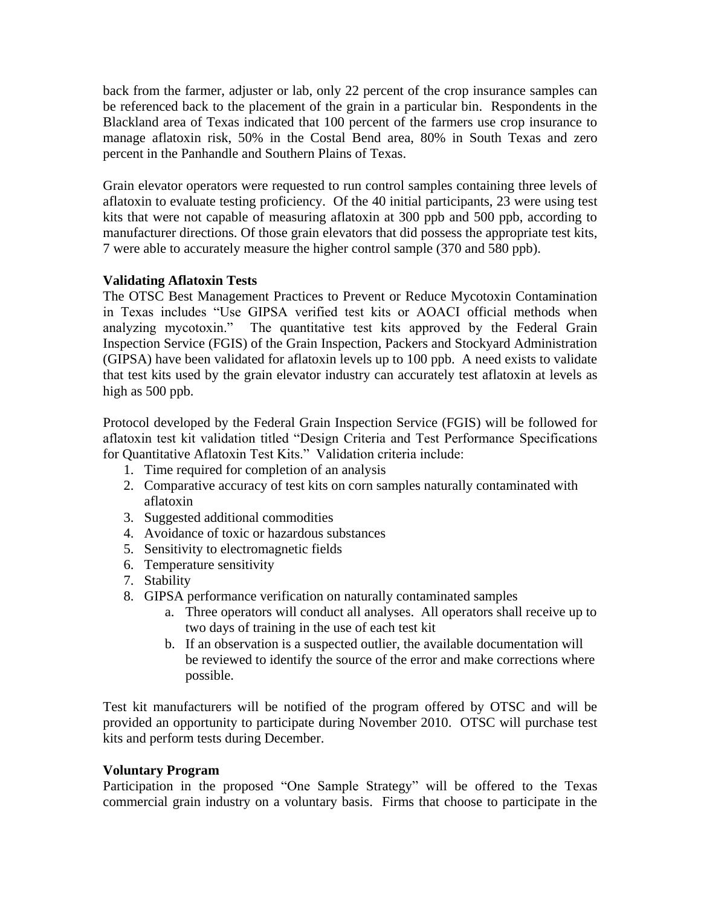back from the farmer, adjuster or lab, only 22 percent of the crop insurance samples can be referenced back to the placement of the grain in a particular bin. Respondents in the Blackland area of Texas indicated that 100 percent of the farmers use crop insurance to manage aflatoxin risk, 50% in the Costal Bend area, 80% in South Texas and zero percent in the Panhandle and Southern Plains of Texas.

Grain elevator operators were requested to run control samples containing three levels of aflatoxin to evaluate testing proficiency. Of the 40 initial participants, 23 were using test kits that were not capable of measuring aflatoxin at 300 ppb and 500 ppb, according to manufacturer directions. Of those grain elevators that did possess the appropriate test kits, 7 were able to accurately measure the higher control sample (370 and 580 ppb).

**Validating Aflatoxin Tests**

The OTSC Best Management Practices to Prevent or Reduce Mycotoxin Contamination in Texas includes "Use GIPSA verified test kits or AOACI official methods when analyzing mycotoxin." The quantitative test kits approved by the Federal Grain Inspection Service (FGIS) of the Grain Inspection, Packers and Stockyard Administration (GIPSA) have been validated for aflatoxin levels up to 100 ppb. A need exists to validate that test kits used by the grain elevator industry can accurately test aflatoxin at levels as high as 500 ppb.

Protocol developed by the Federal Grain Inspection Service (FGIS) will be followed for aflatoxin test kit validation titled "Design Criteria and Test Performance Specifications for Quantitative Aflatoxin Test Kits." Validation criteria include:

1. Time required for completion of an analysis
2. Comparative accuracy of test kits on corn samples naturally contaminated with aflatoxin
3. Suggested additional commodities
4. Avoidance of toxic or hazardous substances
5. Sensitivity to electromagnetic fields
6. Temperature sensitivity
7. Stability
8. GIPSA performance verification on naturally contaminated samples
   a. Three operators will conduct all analyses. All operators shall receive up to two days of training in the use of each test kit
   b. If an observation is a suspected outlier, the available documentation will be reviewed to identify the source of the error and make corrections where possible.

Test kit manufacturers will be notified of the program offered by OTSC and will be provided an opportunity to participate during November 2010. OTSC will purchase test kits and perform tests during December.

**Voluntary Program**

Participation in the proposed "One Sample Strategy" will be offered to the Texas commercial grain industry on a voluntary basis. Firms that choose to participate in the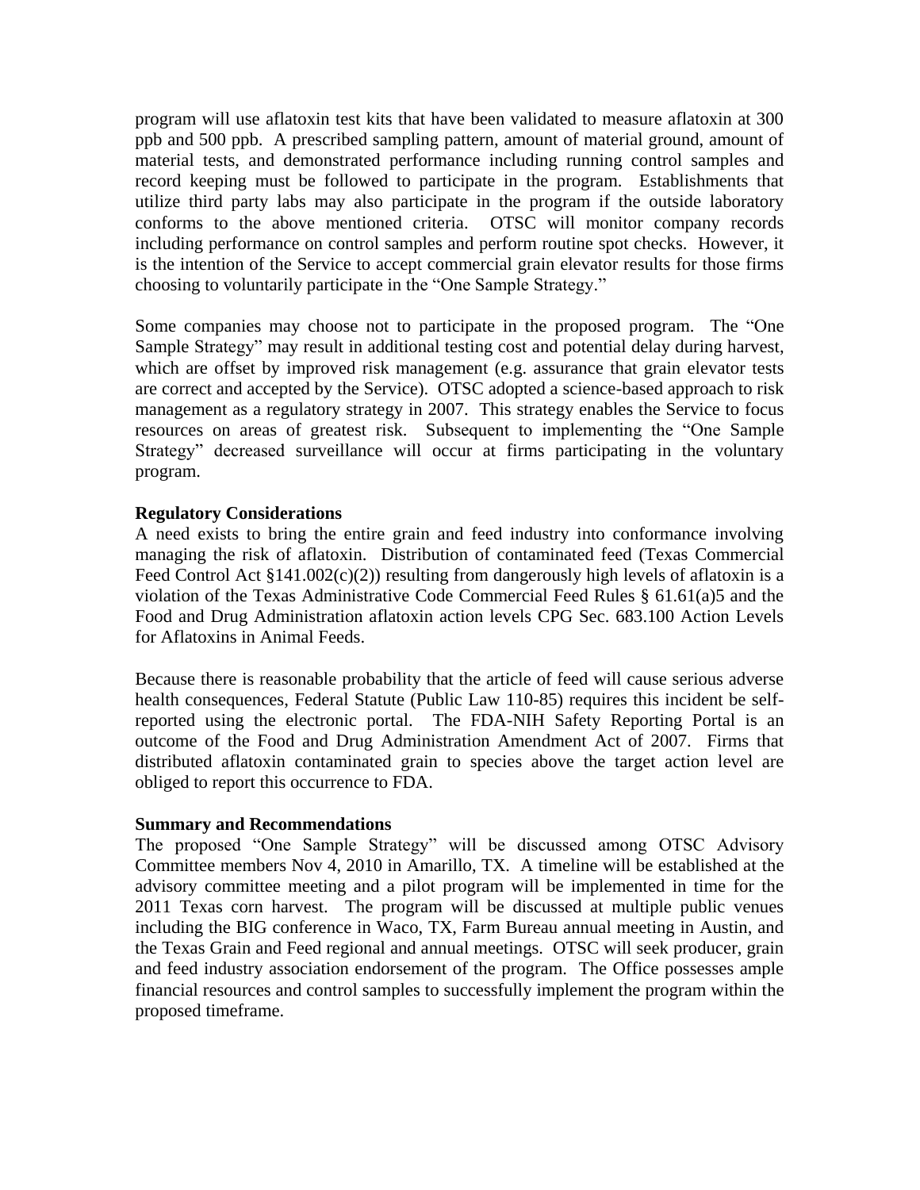program will use aflatoxin test kits that have been validated to measure aflatoxin at 300 ppb and 500 ppb. A prescribed sampling pattern, amount of material ground, amount of material tests, and demonstrated performance including running control samples and record keeping must be followed to participate in the program. Establishments that utilize third party labs may also participate in the program if the outside laboratory conforms to the above mentioned criteria. OTSC will monitor company records including performance on control samples and perform routine spot checks. However, it is the intention of the Service to accept commercial grain elevator results for those firms choosing to voluntarily participate in the "One Sample Strategy."

Some companies may choose not to participate in the proposed program. The "One Sample Strategy" may result in additional testing cost and potential delay during harvest, which are offset by improved risk management (e.g. assurance that grain elevator tests are correct and accepted by the Service). OTSC adopted a science-based approach to risk management as a regulatory strategy in 2007. This strategy enables the Service to focus resources on areas of greatest risk. Subsequent to implementing the "One Sample Strategy" decreased surveillance will occur at firms participating in the voluntary program.

**Regulatory Considerations**

A need exists to bring the entire grain and feed industry into conformance involving managing the risk of aflatoxin. Distribution of contaminated feed (Texas Commercial Feed Control Act §141.002(c)(2)) resulting from dangerously high levels of aflatoxin is a violation of the Texas Administrative Code Commercial Feed Rules § 61.61(a)5 and the Food and Drug Administration aflatoxin action levels CPG Sec. 683.100 Action Levels for Aflatoxins in Animal Feeds.

Because there is reasonable probability that the article of feed will cause serious adverse health consequences, Federal Statute (Public Law 110-85) requires this incident be self-reported using the electronic portal. The FDA-NIH Safety Reporting Portal is an outcome of the Food and Drug Administration Amendment Act of 2007. Firms that distributed aflatoxin contaminated grain to species above the target action level are obliged to report this occurrence to FDA.

**Summary and Recommendations**

The proposed "One Sample Strategy" will be discussed among OTSC Advisory Committee members Nov 4, 2010 in Amarillo, TX. A timeline will be established at the advisory committee meeting and a pilot program will be implemented in time for the 2011 Texas corn harvest. The program will be discussed at multiple public venues including the BIG conference in Waco, TX, Farm Bureau annual meeting in Austin, and the Texas Grain and Feed regional and annual meetings. OTSC will seek producer, grain and feed industry association endorsement of the program. The Office possesses ample financial resources and control samples to successfully implement the program within the proposed timeframe.